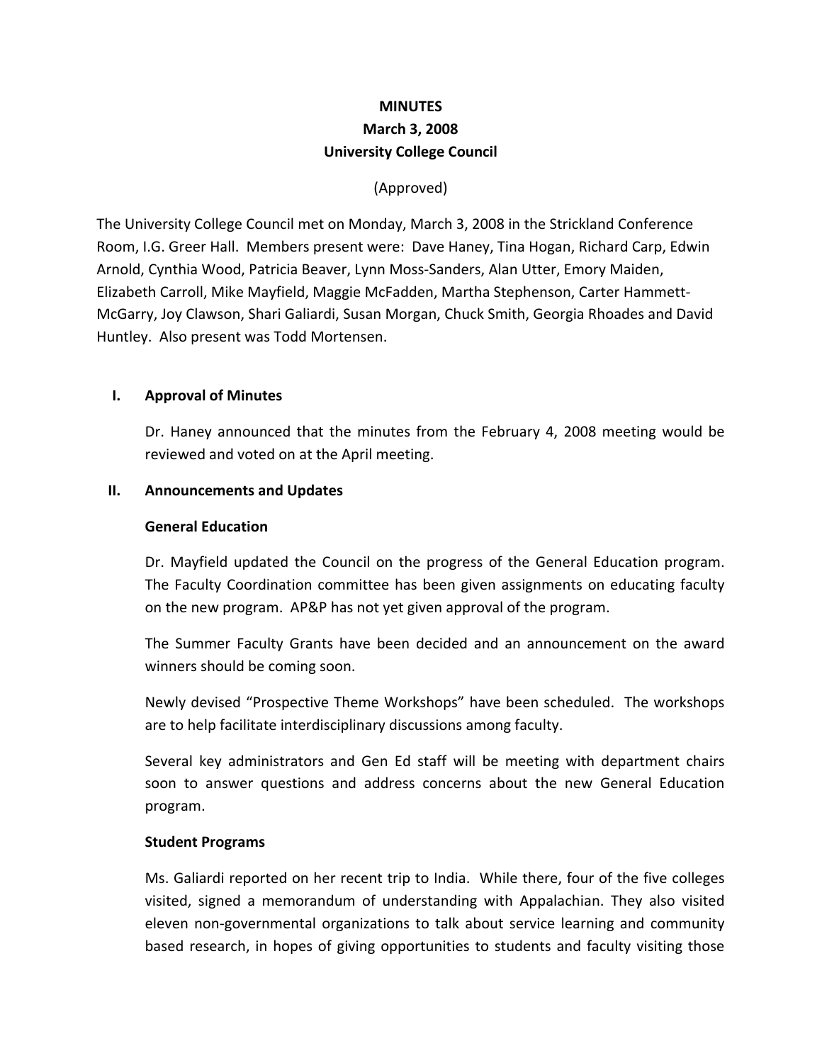**MINUTES**

**March 3, 2008**

**University College Council**

(Approved)

The University College Council met on Monday, March 3, 2008 in the Strickland Conference Room, I.G. Greer Hall. Members present were: Dave Haney, Tina Hogan, Richard Carp, Edwin Arnold, Cynthia Wood, Patricia Beaver, Lynn Moss-Sanders, Alan Utter, Emory Maiden, Elizabeth Carroll, Mike Mayfield, Maggie McFadden, Martha Stephenson, Carter Hammett-McGarry, Joy Clawson, Shari Galiardi, Susan Morgan, Chuck Smith, Georgia Rhoades and David Huntley. Also present was Todd Mortensen.

## I. Approval of Minutes

Dr. Haney announced that the minutes from the February 4, 2008 meeting would be reviewed and voted on at the April meeting.

## II. Announcements and Updates

### General Education

Dr. Mayfield updated the Council on the progress of the General Education program. The Faculty Coordination committee has been given assignments on educating faculty on the new program. AP&P has not yet given approval of the program.

The Summer Faculty Grants have been decided and an announcement on the award winners should be coming soon.

Newly devised "Prospective Theme Workshops" have been scheduled. The workshops are to help facilitate interdisciplinary discussions among faculty.

Several key administrators and Gen Ed staff will be meeting with department chairs soon to answer questions and address concerns about the new General Education program.

### Student Programs

Ms. Galiardi reported on her recent trip to India. While there, four of the five colleges visited, signed a memorandum of understanding with Appalachian. They also visited eleven non-governmental organizations to talk about service learning and community based research, in hopes of giving opportunities to students and faculty visiting those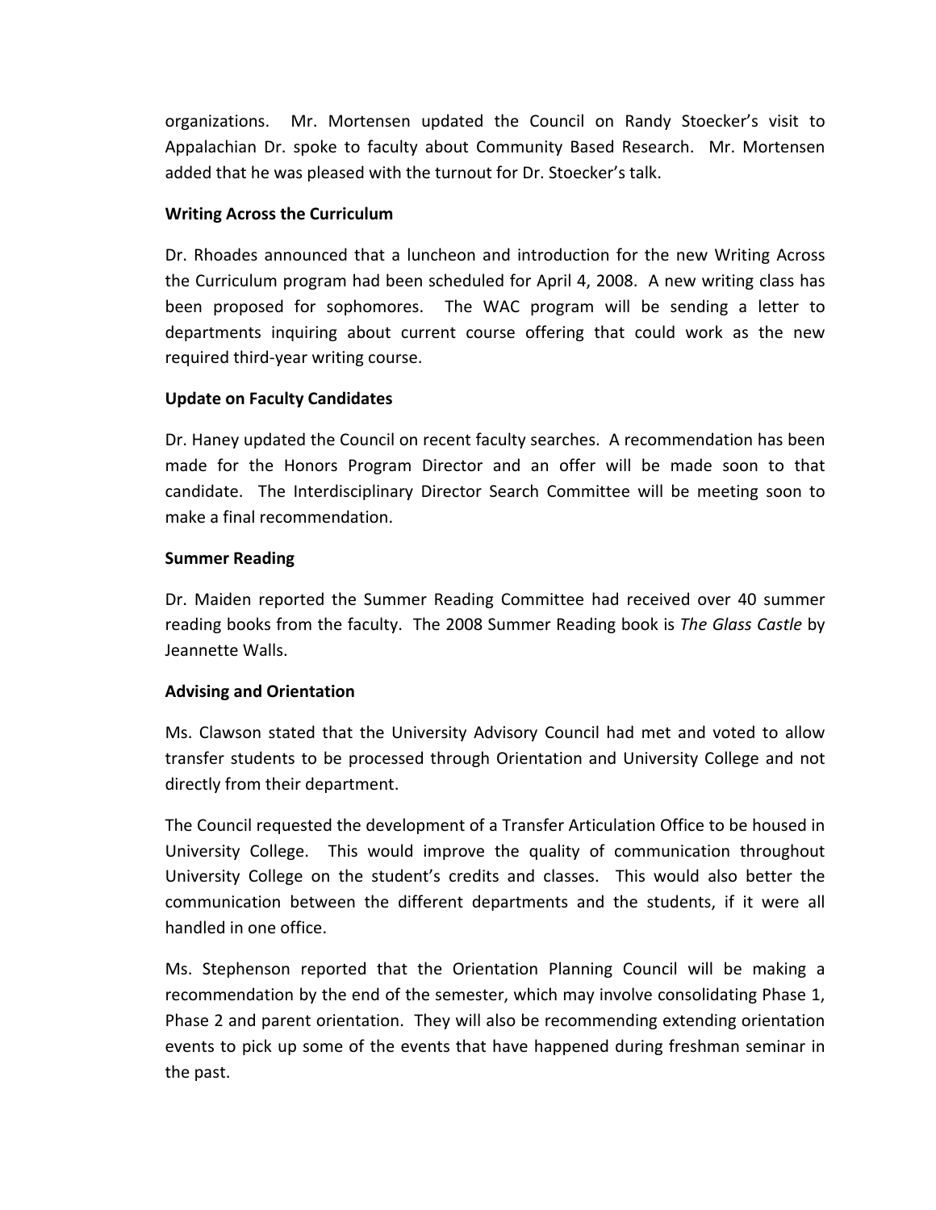organizations. Mr. Mortensen updated the Council on Randy Stoecker's visit to Appalachian Dr. spoke to faculty about Community Based Research. Mr. Mortensen added that he was pleased with the turnout for Dr. Stoecker's talk.

**Writing Across the Curriculum**

Dr. Rhoades announced that a luncheon and introduction for the new Writing Across the Curriculum program had been scheduled for April 4, 2008. A new writing class has been proposed for sophomores. The WAC program will be sending a letter to departments inquiring about current course offering that could work as the new required third-year writing course.

**Update on Faculty Candidates**

Dr. Haney updated the Council on recent faculty searches. A recommendation has been made for the Honors Program Director and an offer will be made soon to that candidate. The Interdisciplinary Director Search Committee will be meeting soon to make a final recommendation.

**Summer Reading**

Dr. Maiden reported the Summer Reading Committee had received over 40 summer reading books from the faculty. The 2008 Summer Reading book is *The Glass Castle* by Jeannette Walls.

**Advising and Orientation**

Ms. Clawson stated that the University Advisory Council had met and voted to allow transfer students to be processed through Orientation and University College and not directly from their department.

The Council requested the development of a Transfer Articulation Office to be housed in University College. This would improve the quality of communication throughout University College on the student's credits and classes. This would also better the communication between the different departments and the students, if it were all handled in one office.

Ms. Stephenson reported that the Orientation Planning Council will be making a recommendation by the end of the semester, which may involve consolidating Phase 1, Phase 2 and parent orientation. They will also be recommending extending orientation events to pick up some of the events that have happened during freshman seminar in the past.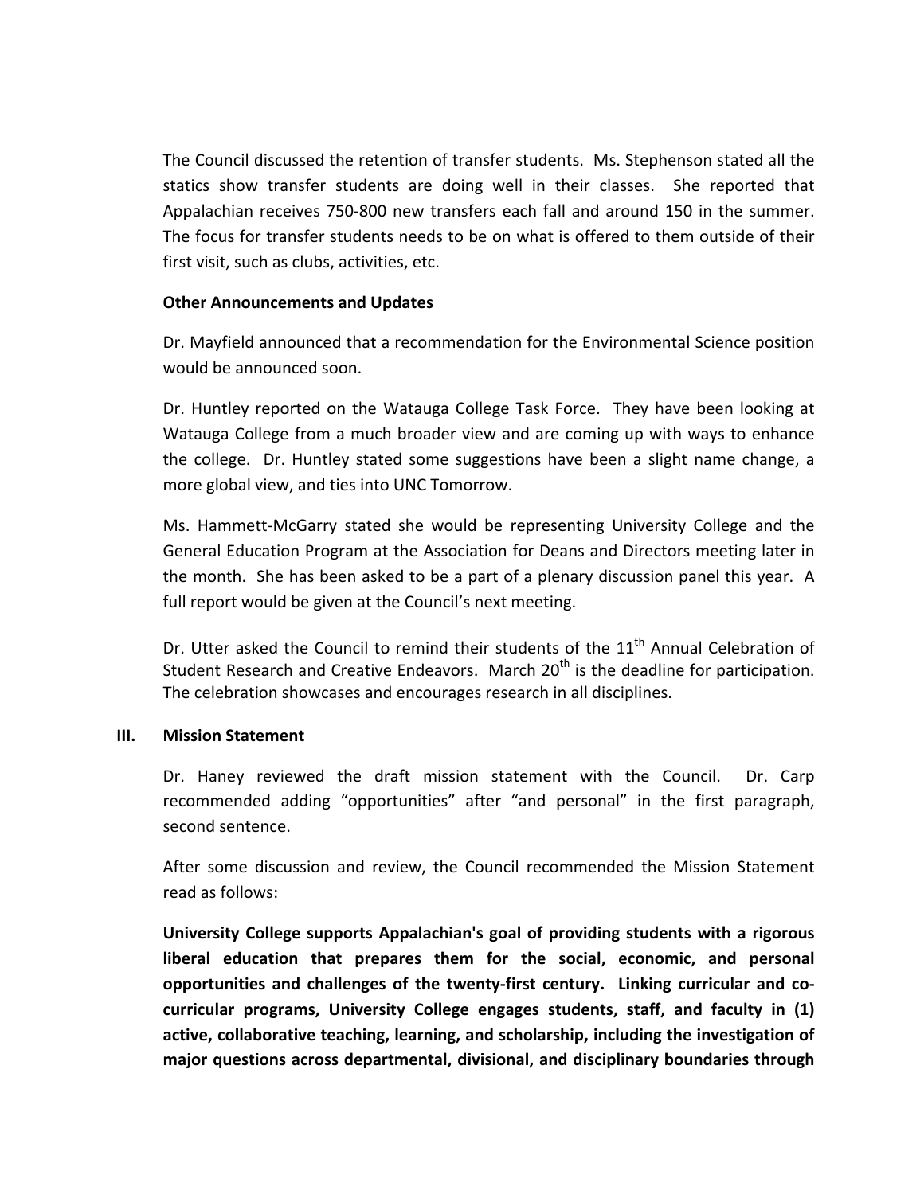The Council discussed the retention of transfer students. Ms. Stephenson stated all the statics show transfer students are doing well in their classes. She reported that Appalachian receives 750-800 new transfers each fall and around 150 in the summer. The focus for transfer students needs to be on what is offered to them outside of their first visit, such as clubs, activities, etc.

**Other Announcements and Updates**

Dr. Mayfield announced that a recommendation for the Environmental Science position would be announced soon.

Dr. Huntley reported on the Watauga College Task Force. They have been looking at Watauga College from a much broader view and are coming up with ways to enhance the college. Dr. Huntley stated some suggestions have been a slight name change, a more global view, and ties into UNC Tomorrow.

Ms. Hammett-McGarry stated she would be representing University College and the General Education Program at the Association for Deans and Directors meeting later in the month. She has been asked to be a part of a plenary discussion panel this year. A full report would be given at the Council's next meeting.

Dr. Utter asked the Council to remind their students of the 11th Annual Celebration of Student Research and Creative Endeavors. March 20th is the deadline for participation. The celebration showcases and encourages research in all disciplines.

**III. Mission Statement**

Dr. Haney reviewed the draft mission statement with the Council. Dr. Carp recommended adding "opportunities" after "and personal" in the first paragraph, second sentence.

After some discussion and review, the Council recommended the Mission Statement read as follows:

**University College supports Appalachian's goal of providing students with a rigorous liberal education that prepares them for the social, economic, and personal opportunities and challenges of the twenty-first century. Linking curricular and co-curricular programs, University College engages students, staff, and faculty in (1) active, collaborative teaching, learning, and scholarship, including the investigation of major questions across departmental, divisional, and disciplinary boundaries through**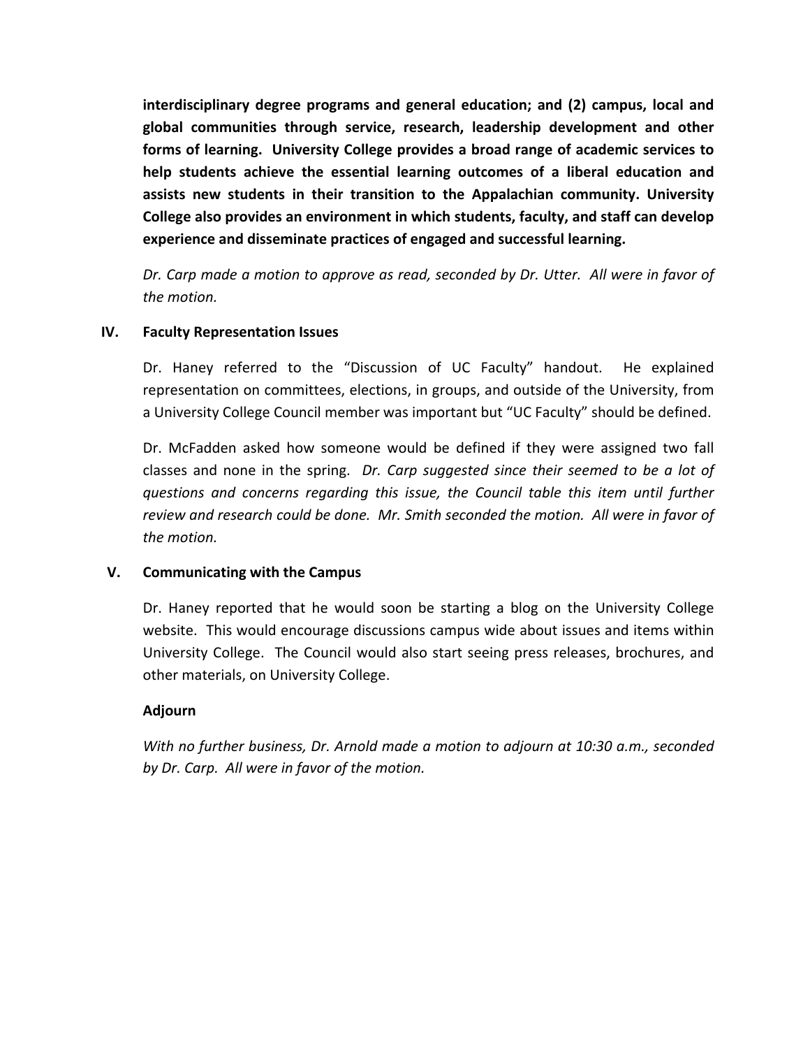**interdisciplinary degree programs and general education; and (2) campus, local and global communities through service, research, leadership development and other forms of learning. University College provides a broad range of academic services to help students achieve the essential learning outcomes of a liberal education and assists new students in their transition to the Appalachian community. University College also provides an environment in which students, faculty, and staff can develop experience and disseminate practices of engaged and successful learning.**

*Dr. Carp made a motion to approve as read, seconded by Dr. Utter. All were in favor of the motion.*

## IV. Faculty Representation Issues

Dr. Haney referred to the "Discussion of UC Faculty" handout. He explained representation on committees, elections, in groups, and outside of the University, from a University College Council member was important but "UC Faculty" should be defined.

Dr. McFadden asked how someone would be defined if they were assigned two fall classes and none in the spring. *Dr. Carp suggested since their seemed to be a lot of questions and concerns regarding this issue, the Council table this item until further review and research could be done. Mr. Smith seconded the motion. All were in favor of the motion.*

## V. Communicating with the Campus

Dr. Haney reported that he would soon be starting a blog on the University College website. This would encourage discussions campus wide about issues and items within University College. The Council would also start seeing press releases, brochures, and other materials, on University College.

## Adjourn

*With no further business, Dr. Arnold made a motion to adjourn at 10:30 a.m., seconded by Dr. Carp. All were in favor of the motion.*